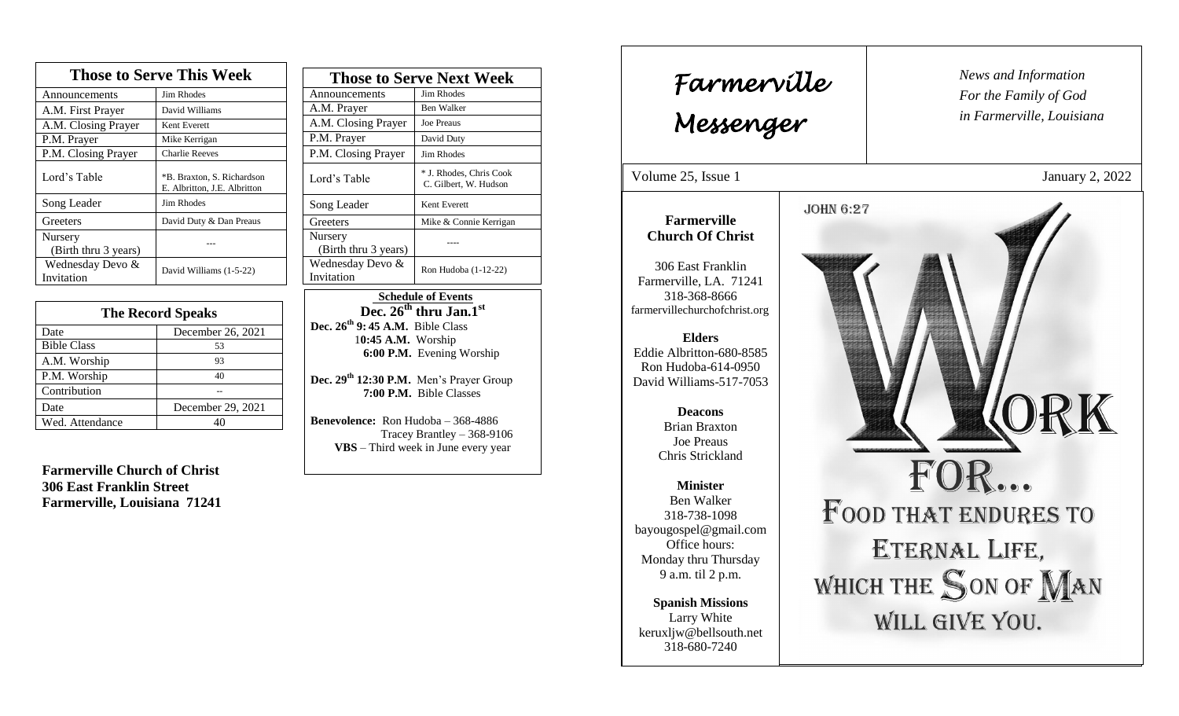## Those to Serve This Week

| Those to Serve This Week | |
|---|---|
| Announcements | Jim Rhodes |
| A.M. First Prayer | David Williams |
| A.M. Closing Prayer | Kent Everett |
| P.M. Prayer | Mike Kerrigan |
| P.M. Closing Prayer | Charlie Reeves |
| Lord's Table | *B. Braxton, S. Richardson E. Albritton, J.E. Albritton |
| Song Leader | Jim Rhodes |
| Greeters | David Duty & Dan Preaus |
| Nursery (Birth thru 3 years) | --- |
| Wednesday Devo & Invitation | David Williams (1-5-22) |

## The Record Speaks

| The Record Speaks | |
|---|---|
| Date | December 26, 2021 |
| Bible Class | 53 |
| A.M. Worship | 93 |
| P.M. Worship | 40 |
| Contribution | -- |
| Date | December 29, 2021 |
| Wed. Attendance | 40 |

**Farmerville Church of Christ**
**306 East Franklin Street**
**Farmerville, Louisiana 71241**

## Those to Serve Next Week

| Those to Serve Next Week | |
|---|---|
| Announcements | Jim Rhodes |
| A.M. Prayer | Ben Walker |
| A.M. Closing Prayer | Joe Preaus |
| P.M. Prayer | David Duty |
| P.M. Closing Prayer | Jim Rhodes |
| Lord's Table | * J. Rhodes, Chris Cook C. Gilbert, W. Hudson |
| Song Leader | Kent Everett |
| Greeters | Mike & Connie Kerrigan |
| Nursery (Birth thru 3 years) | ---- |
| Wednesday Devo & Invitation | Ron Hudoba (1-12-22) |

**Schedule of Events**
**Dec. 26th thru Jan.1st**

**Dec. 26th 9: 45 A.M.** Bible Class
**10:45 A.M.** Worship
**6:00 P.M.** Evening Worship

**Dec. 29th 12:30 P.M.** Men's Prayer Group
**7:00 P.M.** Bible Classes

**Benevolence:** Ron Hudoba – 368-4886
Tracey Brantley – 368-9106
**VBS** – Third week in June every year

# Farmerville Messenger

*News and Information For the Family of God in Farmerville, Louisiana*

Volume 25, Issue 1 January 2, 2022

**Farmerville Church Of Christ**

306 East Franklin
Farmerville, LA. 71241
318-368-8666
farmervillechurchofchrist.org

**Elders**
Eddie Albritton-680-8585
Ron Hudoba-614-0950
David Williams-517-7053

**Deacons**
Brian Braxton
Joe Preaus
Chris Strickland

**Minister**
Ben Walker
318-738-1098
bayougospel@gmail.com
Office hours:
Monday thru Thursday
9 a.m. til 2 p.m.

**Spanish Missions**
Larry White
keruxljw@bellsouth.net
318-680-7240

JOHN 6:27

WORK FOR... FOOD THAT ENDURES TO ETERNAL LIFE, WHICH THE SON OF MAN WILL GIVE YOU.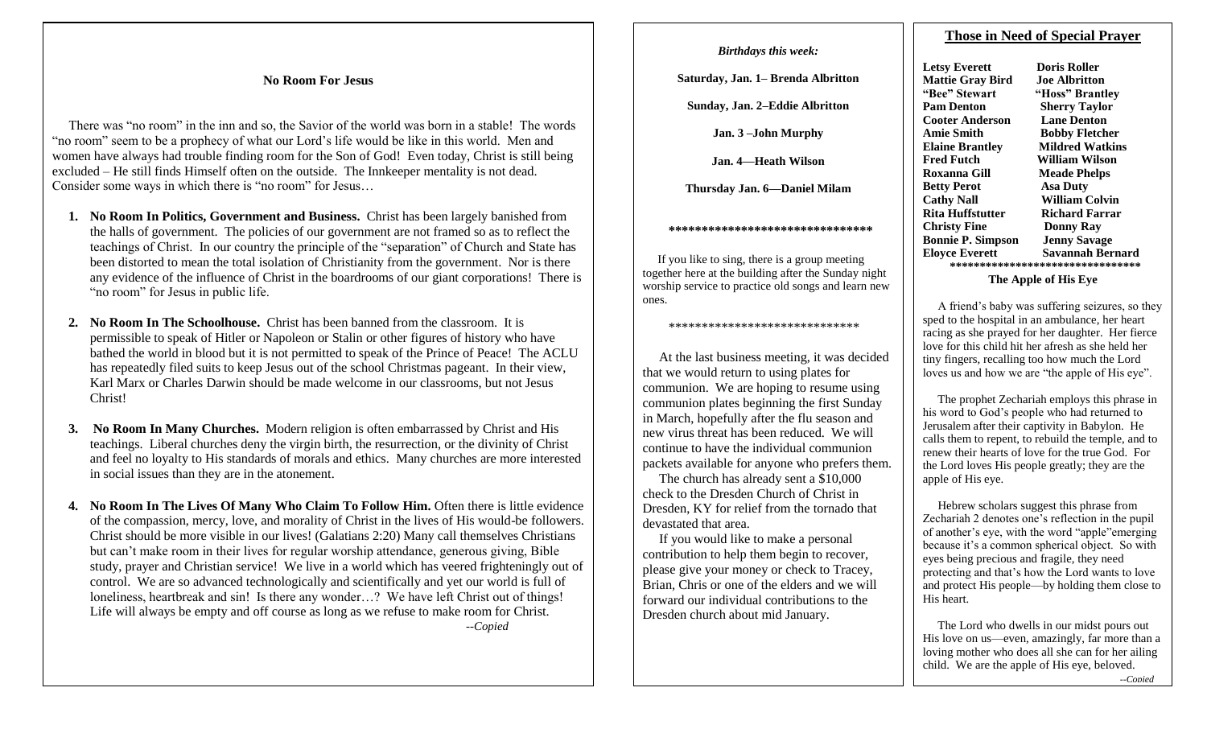## No Room For Jesus

There was "no room" in the inn and so, the Savior of the world was born in a stable! The words "no room" seem to be a prophecy of what our Lord's life would be like in this world. Men and women have always had trouble finding room for the Son of God! Even today, Christ is still being excluded – He still finds Himself often on the outside. The Innkeeper mentality is not dead. Consider some ways in which there is "no room" for Jesus…

1. **No Room In Politics, Government and Business.** Christ has been largely banished from the halls of government. The policies of our government are not framed so as to reflect the teachings of Christ. In our country the principle of the "separation" of Church and State has been distorted to mean the total isolation of Christianity from the government. Nor is there any evidence of the influence of Christ in the boardrooms of our giant corporations! There is "no room" for Jesus in public life.

2. **No Room In The Schoolhouse.** Christ has been banned from the classroom. It is permissible to speak of Hitler or Napoleon or Stalin or other figures of history who have bathed the world in blood but it is not permitted to speak of the Prince of Peace! The ACLU has repeatedly filed suits to keep Jesus out of the school Christmas pageant. In their view, Karl Marx or Charles Darwin should be made welcome in our classrooms, but not Jesus Christ!

3. **No Room In Many Churches.** Modern religion is often embarrassed by Christ and His teachings. Liberal churches deny the virgin birth, the resurrection, or the divinity of Christ and feel no loyalty to His standards of morals and ethics. Many churches are more interested in social issues than they are in the atonement.

4. **No Room In The Lives Of Many Who Claim To Follow Him.** Often there is little evidence of the compassion, mercy, love, and morality of Christ in the lives of His would-be followers. Christ should be more visible in our lives! (Galatians 2:20) Many call themselves Christians but can't make room in their lives for regular worship attendance, generous giving, Bible study, prayer and Christian service! We live in a world which has veered frighteningly out of control. We are so advanced technologically and scientifically and yet our world is full of loneliness, heartbreak and sin! Is there any wonder…? We have left Christ out of things! Life will always be empty and off course as long as we refuse to make room for Christ.

*--Copied*

*Birthdays this week:*

**Saturday, Jan. 1– Brenda Albritton**

**Sunday, Jan. 2–Eddie Albritton**

**Jan. 3 –John Murphy**

**Jan. 4—Heath Wilson**

**Thursday Jan. 6—Daniel Milam**

********************************

If you like to sing, there is a group meeting together here at the building after the Sunday night worship service to practice old songs and learn new ones.

******************************

At the last business meeting, it was decided that we would return to using plates for communion. We are hoping to resume using communion plates beginning the first Sunday in March, hopefully after the flu season and new virus threat has been reduced. We will continue to have the individual communion packets available for anyone who prefers them.

The church has already sent a $10,000 check to the Dresden Church of Christ in Dresden, KY for relief from the tornado that devastated that area.

If you would like to make a personal contribution to help them begin to recover, please give your money or check to Tracey, Brian, Chris or one of the elders and we will forward our individual contributions to the Dresden church about mid January.

## Those in Need of Special Prayer

| | |
|---|---|
| **Letsy Everett** | **Doris Roller** |
| **Mattie Gray Bird** | **Joe Albritton** |
| **"Bee" Stewart** | **"Hoss" Brantley** |
| **Pam Denton** | **Sherry Taylor** |
| **Cooter Anderson** | **Lane Denton** |
| **Amie Smith** | **Bobby Fletcher** |
| **Elaine Brantley** | **Mildred Watkins** |
| **Fred Futch** | **William Wilson** |
| **Roxanna Gill** | **Meade Phelps** |
| **Betty Perot** | **Asa Duty** |
| **Cathy Nall** | **William Colvin** |
| **Rita Huffstutter** | **Richard Farrar** |
| **Christy Fine** | **Donny Ray** |
| **Bonnie P. Simpson** | **Jenny Savage** |
| **Eloyce Everett** | **Savannah Bernard** |

********************************

**The Apple of His Eye**

A friend's baby was suffering seizures, so they sped to the hospital in an ambulance, her heart racing as she prayed for her daughter. Her fierce love for this child hit her afresh as she held her tiny fingers, recalling too how much the Lord loves us and how we are "the apple of His eye".

The prophet Zechariah employs this phrase in his word to God's people who had returned to Jerusalem after their captivity in Babylon. He calls them to repent, to rebuild the temple, and to renew their hearts of love for the true God. For the Lord loves His people greatly; they are the apple of His eye.

Hebrew scholars suggest this phrase from Zechariah 2 denotes one's reflection in the pupil of another's eye, with the word "apple"emerging because it's a common spherical object. So with eyes being precious and fragile, they need protecting and that's how the Lord wants to love and protect His people—by holding them close to His heart.

The Lord who dwells in our midst pours out His love on us—even, amazingly, far more than a loving mother who does all she can for her ailing child. We are the apple of His eye, beloved.

*--Copied*